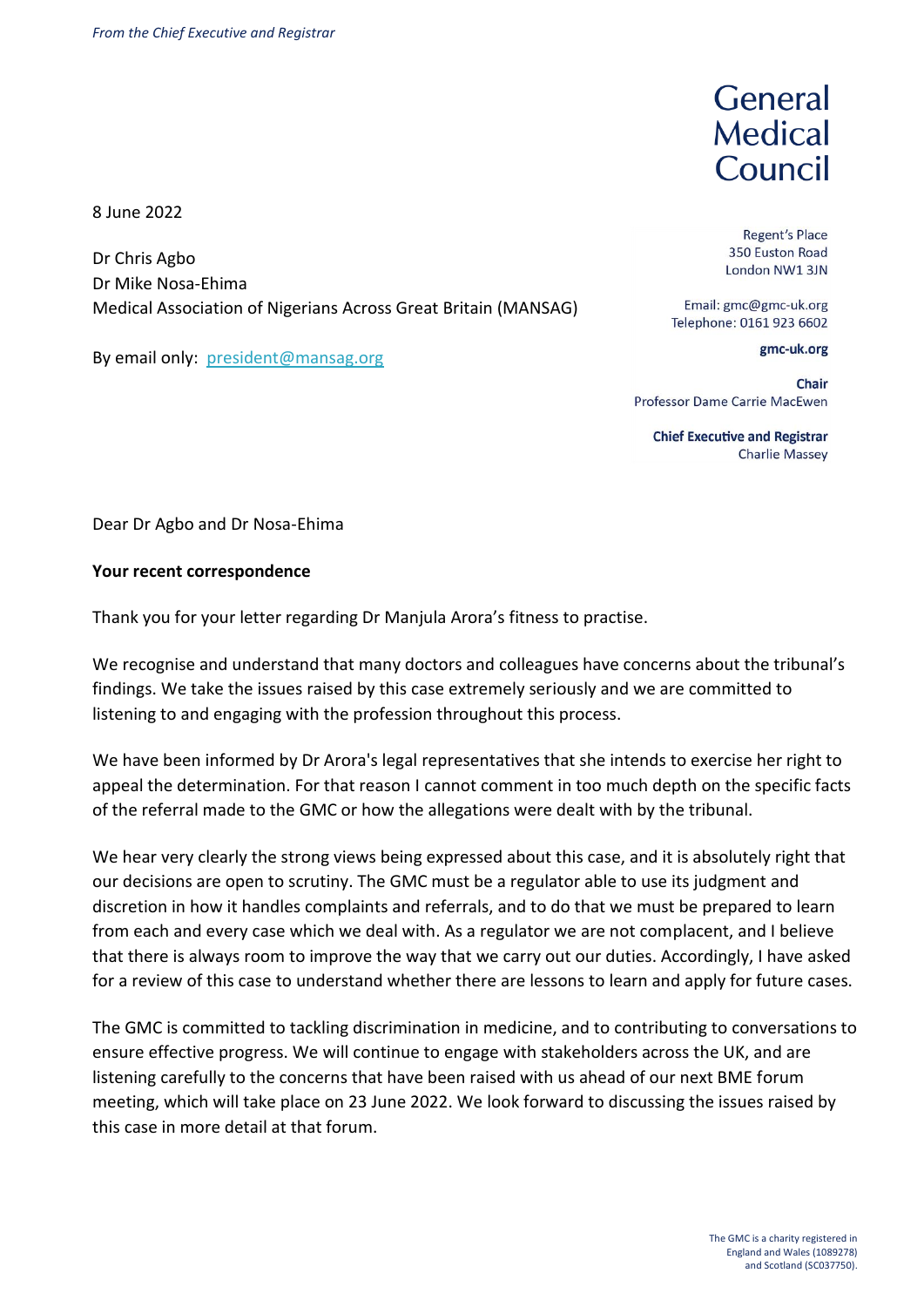*From the Chief Executive and Registrar*

# General Medical Council

Regent's Place
350 Euston Road
London NW1 3JN

Email: gmc@gmc-uk.org
Telephone: 0161 923 6602

**gmc-uk.org**

**Chair**
Professor Dame Carrie MacEwen

**Chief Executive and Registrar**
Charlie Massey

8 June 2022

Dr Chris Agbo
Dr Mike Nosa-Ehima
Medical Association of Nigerians Across Great Britain (MANSAG)

By email only: president@mansag.org

Dear Dr Agbo and Dr Nosa-Ehima

**Your recent correspondence**

Thank you for your letter regarding Dr Manjula Arora's fitness to practise.

We recognise and understand that many doctors and colleagues have concerns about the tribunal's findings. We take the issues raised by this case extremely seriously and we are committed to listening to and engaging with the profession throughout this process.

We have been informed by Dr Arora's legal representatives that she intends to exercise her right to appeal the determination. For that reason I cannot comment in too much depth on the specific facts of the referral made to the GMC or how the allegations were dealt with by the tribunal.

We hear very clearly the strong views being expressed about this case, and it is absolutely right that our decisions are open to scrutiny. The GMC must be a regulator able to use its judgment and discretion in how it handles complaints and referrals, and to do that we must be prepared to learn from each and every case which we deal with. As a regulator we are not complacent, and I believe that there is always room to improve the way that we carry out our duties. Accordingly, I have asked for a review of this case to understand whether there are lessons to learn and apply for future cases.

The GMC is committed to tackling discrimination in medicine, and to contributing to conversations to ensure effective progress. We will continue to engage with stakeholders across the UK, and are listening carefully to the concerns that have been raised with us ahead of our next BME forum meeting, which will take place on 23 June 2022. We look forward to discussing the issues raised by this case in more detail at that forum.

The GMC is a charity registered in England and Wales (1089278) and Scotland (SC037750).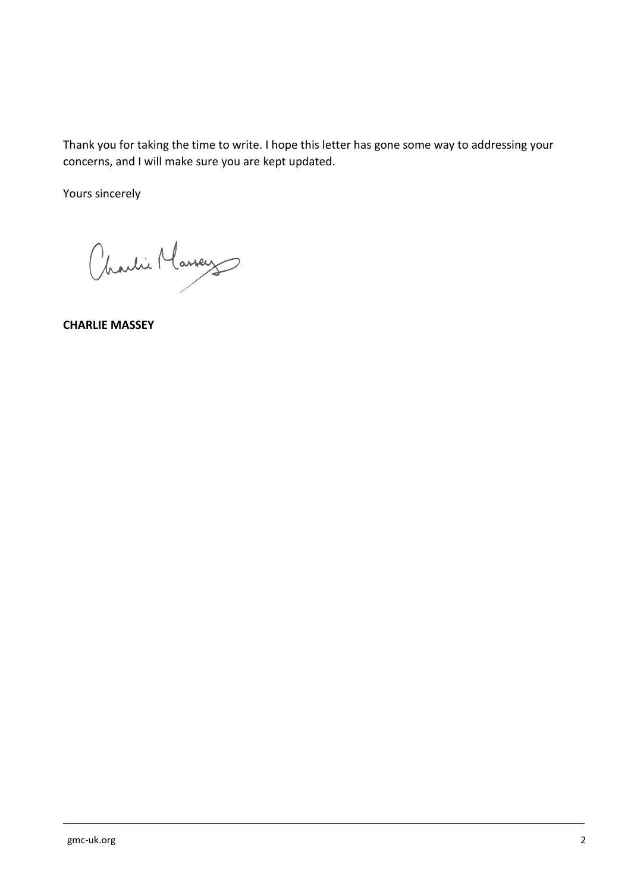Thank you for taking the time to write. I hope this letter has gone some way to addressing your concerns, and I will make sure you are kept updated.

Yours sincerely

**CHARLIE MASSEY**